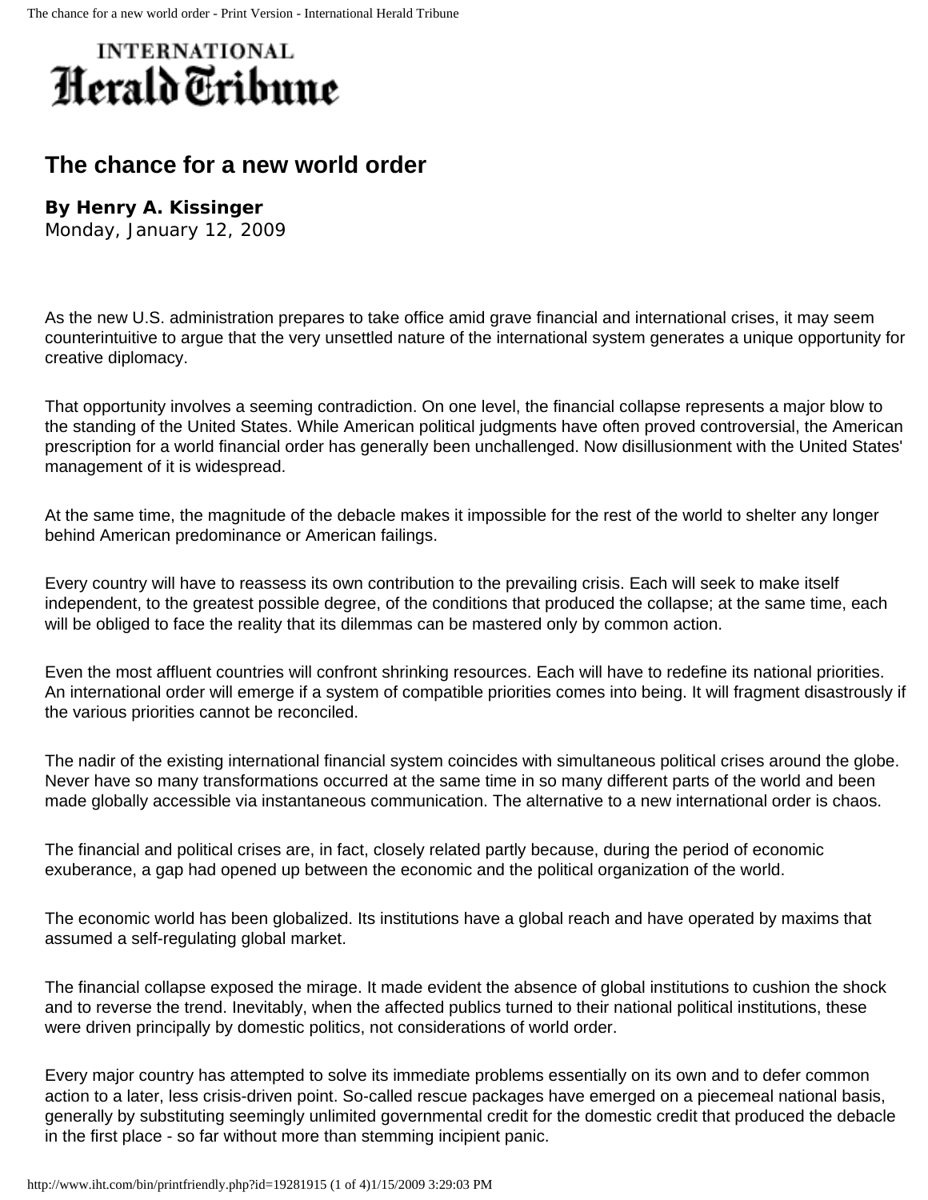# INTERNATIONAL Herald Tribune

## The chance for a new world order

**By Henry A. Kissinger**
Monday, January 12, 2009

As the new U.S. administration prepares to take office amid grave financial and international crises, it may seem counterintuitive to argue that the very unsettled nature of the international system generates a unique opportunity for creative diplomacy.

That opportunity involves a seeming contradiction. On one level, the financial collapse represents a major blow to the standing of the United States. While American political judgments have often proved controversial, the American prescription for a world financial order has generally been unchallenged. Now disillusionment with the United States' management of it is widespread.

At the same time, the magnitude of the debacle makes it impossible for the rest of the world to shelter any longer behind American predominance or American failings.

Every country will have to reassess its own contribution to the prevailing crisis. Each will seek to make itself independent, to the greatest possible degree, of the conditions that produced the collapse; at the same time, each will be obliged to face the reality that its dilemmas can be mastered only by common action.

Even the most affluent countries will confront shrinking resources. Each will have to redefine its national priorities. An international order will emerge if a system of compatible priorities comes into being. It will fragment disastrously if the various priorities cannot be reconciled.

The nadir of the existing international financial system coincides with simultaneous political crises around the globe. Never have so many transformations occurred at the same time in so many different parts of the world and been made globally accessible via instantaneous communication. The alternative to a new international order is chaos.

The financial and political crises are, in fact, closely related partly because, during the period of economic exuberance, a gap had opened up between the economic and the political organization of the world.

The economic world has been globalized. Its institutions have a global reach and have operated by maxims that assumed a self-regulating global market.

The financial collapse exposed the mirage. It made evident the absence of global institutions to cushion the shock and to reverse the trend. Inevitably, when the affected publics turned to their national political institutions, these were driven principally by domestic politics, not considerations of world order.

Every major country has attempted to solve its immediate problems essentially on its own and to defer common action to a later, less crisis-driven point. So-called rescue packages have emerged on a piecemeal national basis, generally by substituting seemingly unlimited governmental credit for the domestic credit that produced the debacle in the first place - so far without more than stemming incipient panic.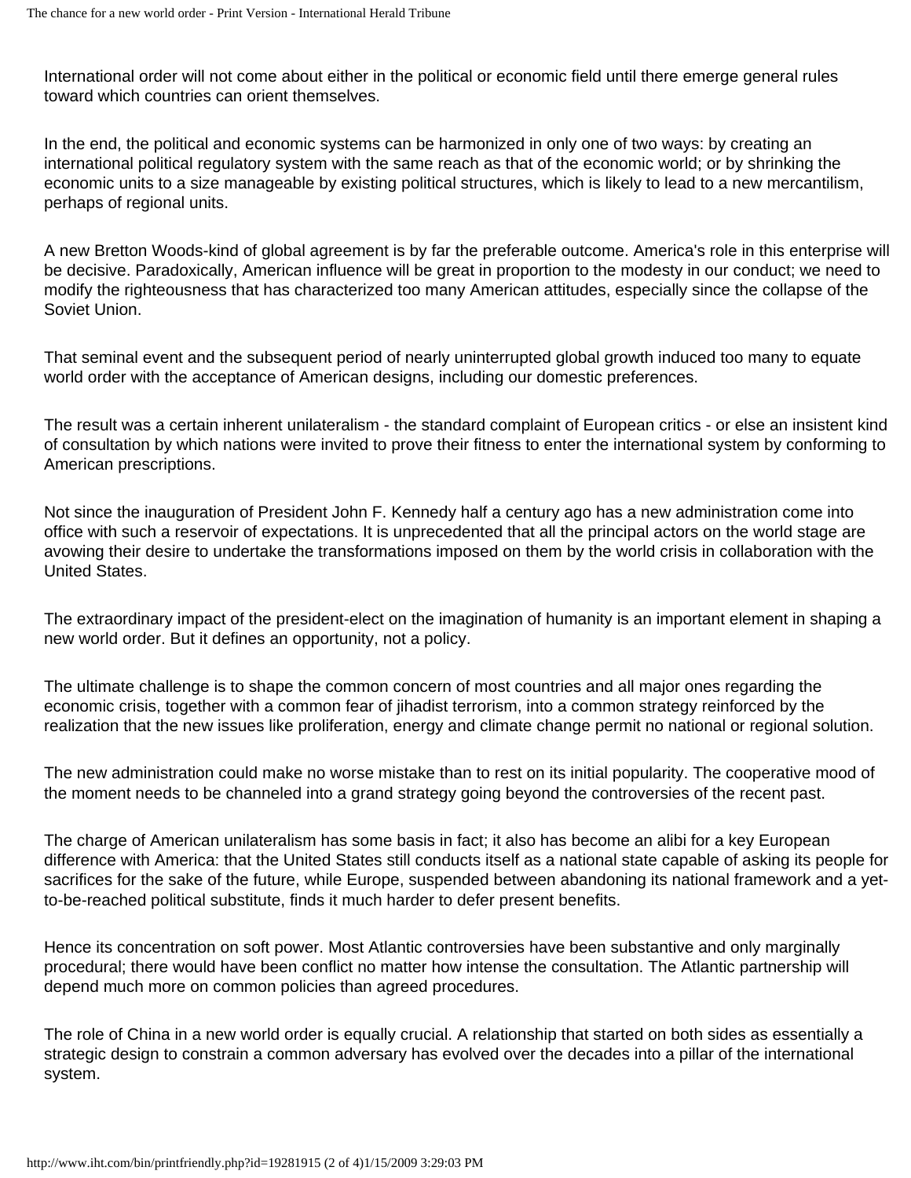International order will not come about either in the political or economic field until there emerge general rules toward which countries can orient themselves.

In the end, the political and economic systems can be harmonized in only one of two ways: by creating an international political regulatory system with the same reach as that of the economic world; or by shrinking the economic units to a size manageable by existing political structures, which is likely to lead to a new mercantilism, perhaps of regional units.

A new Bretton Woods-kind of global agreement is by far the preferable outcome. America's role in this enterprise will be decisive. Paradoxically, American influence will be great in proportion to the modesty in our conduct; we need to modify the righteousness that has characterized too many American attitudes, especially since the collapse of the Soviet Union.

That seminal event and the subsequent period of nearly uninterrupted global growth induced too many to equate world order with the acceptance of American designs, including our domestic preferences.

The result was a certain inherent unilateralism - the standard complaint of European critics - or else an insistent kind of consultation by which nations were invited to prove their fitness to enter the international system by conforming to American prescriptions.

Not since the inauguration of President John F. Kennedy half a century ago has a new administration come into office with such a reservoir of expectations. It is unprecedented that all the principal actors on the world stage are avowing their desire to undertake the transformations imposed on them by the world crisis in collaboration with the United States.

The extraordinary impact of the president-elect on the imagination of humanity is an important element in shaping a new world order. But it defines an opportunity, not a policy.

The ultimate challenge is to shape the common concern of most countries and all major ones regarding the economic crisis, together with a common fear of jihadist terrorism, into a common strategy reinforced by the realization that the new issues like proliferation, energy and climate change permit no national or regional solution.

The new administration could make no worse mistake than to rest on its initial popularity. The cooperative mood of the moment needs to be channeled into a grand strategy going beyond the controversies of the recent past.

The charge of American unilateralism has some basis in fact; it also has become an alibi for a key European difference with America: that the United States still conducts itself as a national state capable of asking its people for sacrifices for the sake of the future, while Europe, suspended between abandoning its national framework and a yet-to-be-reached political substitute, finds it much harder to defer present benefits.

Hence its concentration on soft power. Most Atlantic controversies have been substantive and only marginally procedural; there would have been conflict no matter how intense the consultation. The Atlantic partnership will depend much more on common policies than agreed procedures.

The role of China in a new world order is equally crucial. A relationship that started on both sides as essentially a strategic design to constrain a common adversary has evolved over the decades into a pillar of the international system.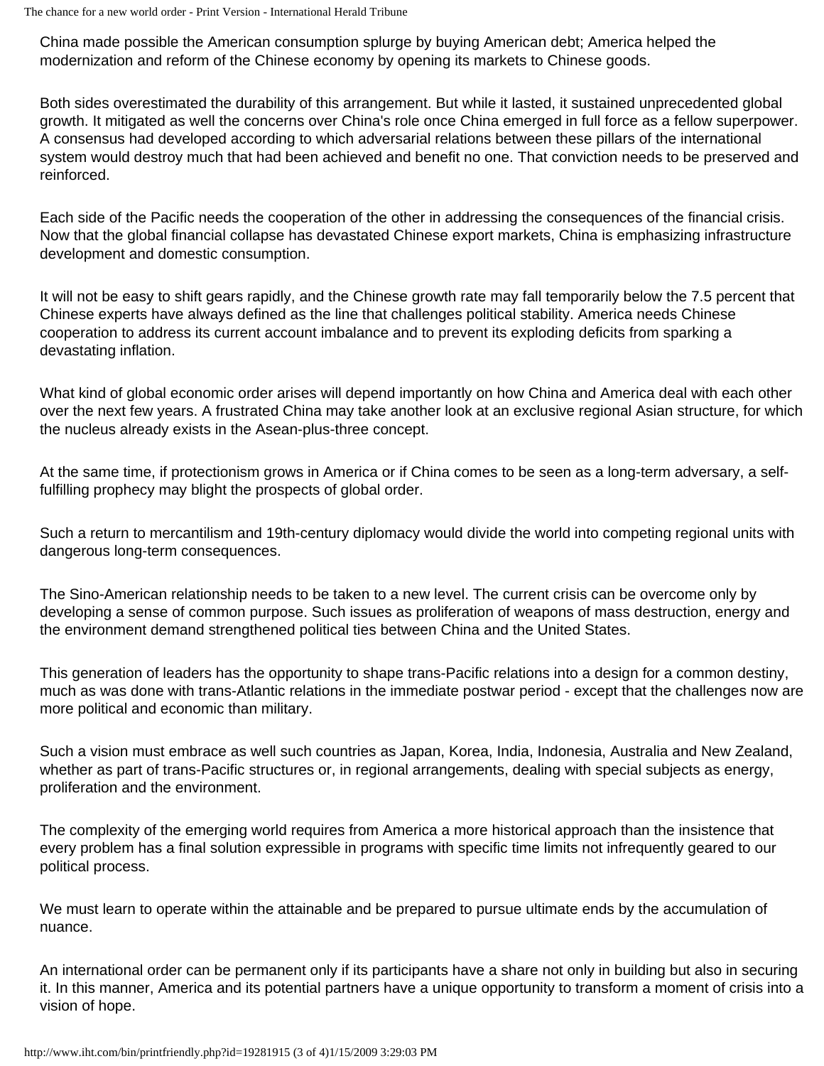China made possible the American consumption splurge by buying American debt; America helped the modernization and reform of the Chinese economy by opening its markets to Chinese goods.

Both sides overestimated the durability of this arrangement. But while it lasted, it sustained unprecedented global growth. It mitigated as well the concerns over China's role once China emerged in full force as a fellow superpower. A consensus had developed according to which adversarial relations between these pillars of the international system would destroy much that had been achieved and benefit no one. That conviction needs to be preserved and reinforced.

Each side of the Pacific needs the cooperation of the other in addressing the consequences of the financial crisis. Now that the global financial collapse has devastated Chinese export markets, China is emphasizing infrastructure development and domestic consumption.

It will not be easy to shift gears rapidly, and the Chinese growth rate may fall temporarily below the 7.5 percent that Chinese experts have always defined as the line that challenges political stability. America needs Chinese cooperation to address its current account imbalance and to prevent its exploding deficits from sparking a devastating inflation.

What kind of global economic order arises will depend importantly on how China and America deal with each other over the next few years. A frustrated China may take another look at an exclusive regional Asian structure, for which the nucleus already exists in the Asean-plus-three concept.

At the same time, if protectionism grows in America or if China comes to be seen as a long-term adversary, a self-fulfilling prophecy may blight the prospects of global order.

Such a return to mercantilism and 19th-century diplomacy would divide the world into competing regional units with dangerous long-term consequences.

The Sino-American relationship needs to be taken to a new level. The current crisis can be overcome only by developing a sense of common purpose. Such issues as proliferation of weapons of mass destruction, energy and the environment demand strengthened political ties between China and the United States.

This generation of leaders has the opportunity to shape trans-Pacific relations into a design for a common destiny, much as was done with trans-Atlantic relations in the immediate postwar period - except that the challenges now are more political and economic than military.

Such a vision must embrace as well such countries as Japan, Korea, India, Indonesia, Australia and New Zealand, whether as part of trans-Pacific structures or, in regional arrangements, dealing with special subjects as energy, proliferation and the environment.

The complexity of the emerging world requires from America a more historical approach than the insistence that every problem has a final solution expressible in programs with specific time limits not infrequently geared to our political process.

We must learn to operate within the attainable and be prepared to pursue ultimate ends by the accumulation of nuance.

An international order can be permanent only if its participants have a share not only in building but also in securing it. In this manner, America and its potential partners have a unique opportunity to transform a moment of crisis into a vision of hope.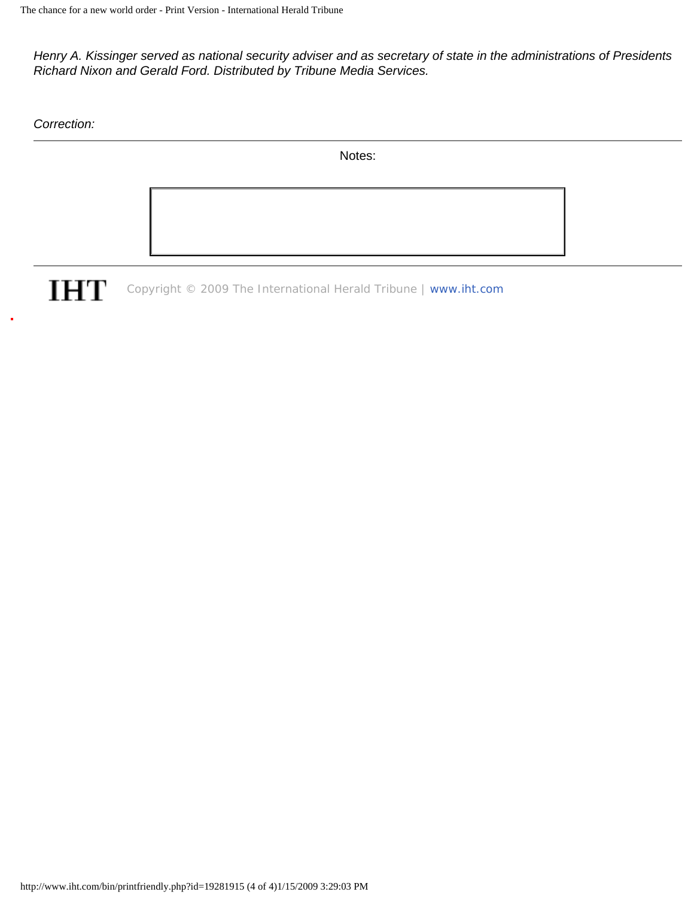*Henry A. Kissinger served as national security adviser and as secretary of state in the administrations of Presidents Richard Nixon and Gerald Ford. Distributed by Tribune Media Services.*

*Correction:*

---

Notes:

---

IHT Copyright © 2009 The International Herald Tribune | www.iht.com